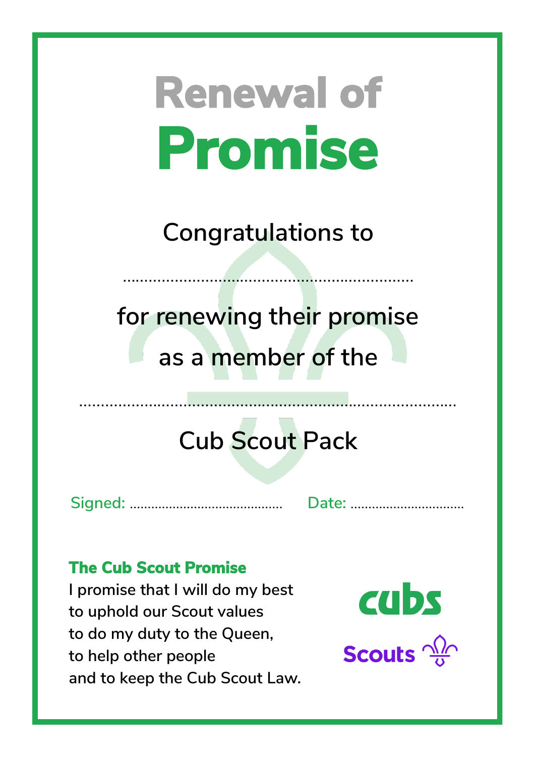# Renewal of Promise

Congratulations to

..................................................................

for renewing their promise

as a member of the

......................................................................................

Cub Scout Pack

Signed: .........................................   Date: ...............................

**The Cub Scout Promise**

I promise that I will do my best
to uphold our Scout values
to do my duty to the Queen,
to help other people
and to keep the Cub Scout Law.

cubs

Scouts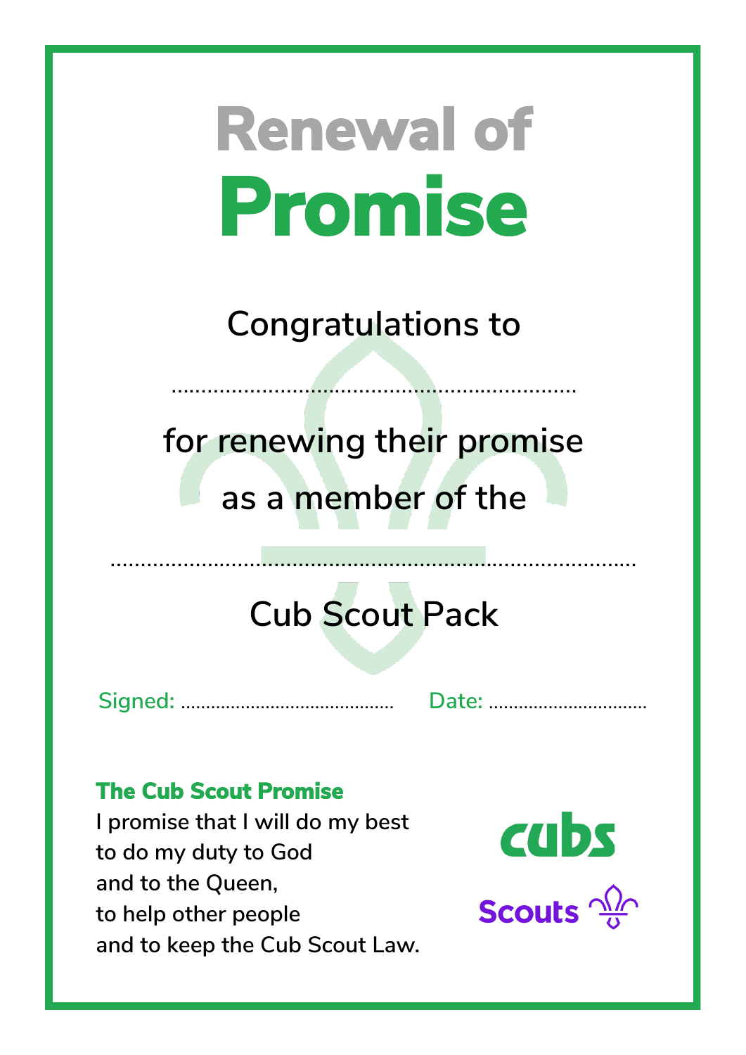# Renewal of **Promise**

Congratulations to

...................................................................

for renewing their promise

as a member of the

........................................................................................

Cub Scout Pack

Signed: ........................................... Date: ................................

**The Cub Scout Promise**

I promise that I will do my best
to do my duty to God
and to the Queen,
to help other people
and to keep the Cub Scout Law.

cubs

Scouts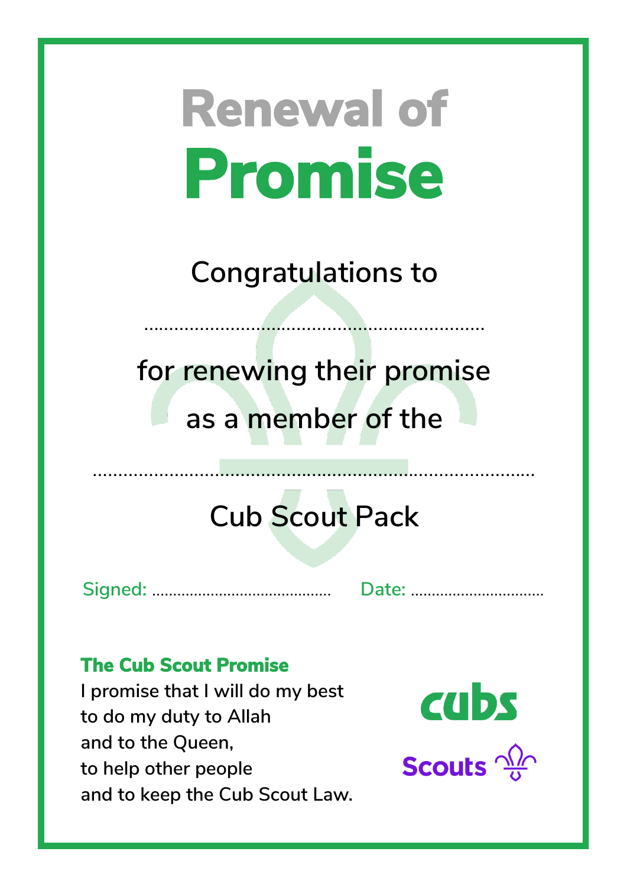# Renewal of Promise

Congratulations to

.......................................................................

for renewing their promise

as a member of the

..........................................................................................

Cub Scout Pack

Signed: ............................................ Date: ...............................

**The Cub Scout Promise**

I promise that I will do my best
to do my duty to Allah
and to the Queen,
to help other people
and to keep the Cub Scout Law.

cubs

Scouts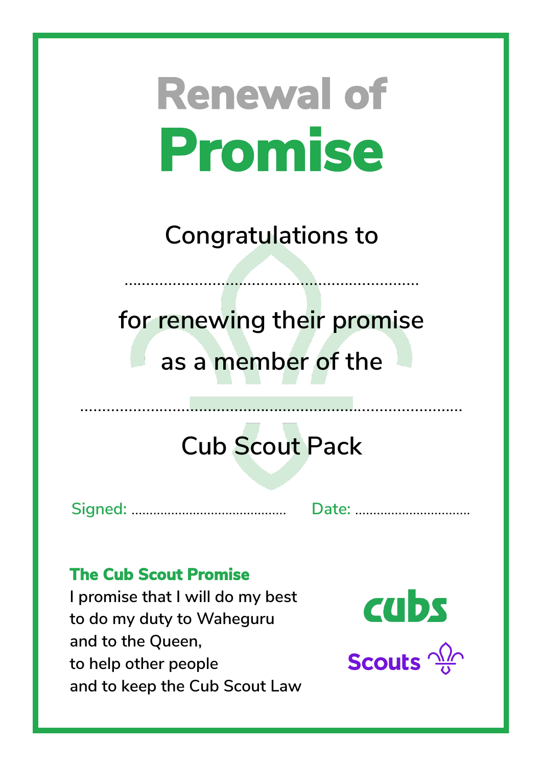# Renewal of Promise

Congratulations to

..................................................................

for renewing their promise

as a member of the

.....................................................................................

Cub Scout Pack

Signed: ........................................... Date: ................................

**The Cub Scout Promise**

I promise that I will do my best
to do my duty to Waheguru
and to the Queen,
to help other people
and to keep the Cub Scout Law

cubs

Scouts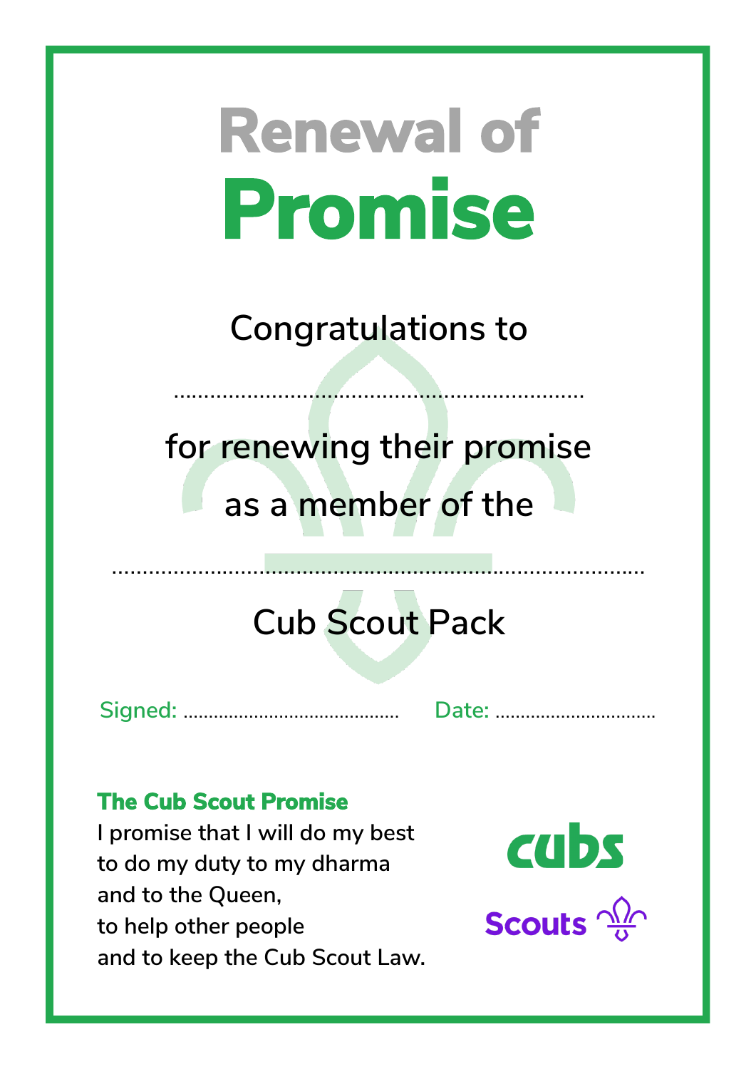# Renewal of Promise

Congratulations to

....................................................................

for renewing their promise

as a member of the

.........................................................................................

Cub Scout Pack

Signed: ........................................... Date: ...............................

**The Cub Scout Promise**

I promise that I will do my best
to do my duty to my dharma
and to the Queen,
to help other people
and to keep the Cub Scout Law.

cubs

Scouts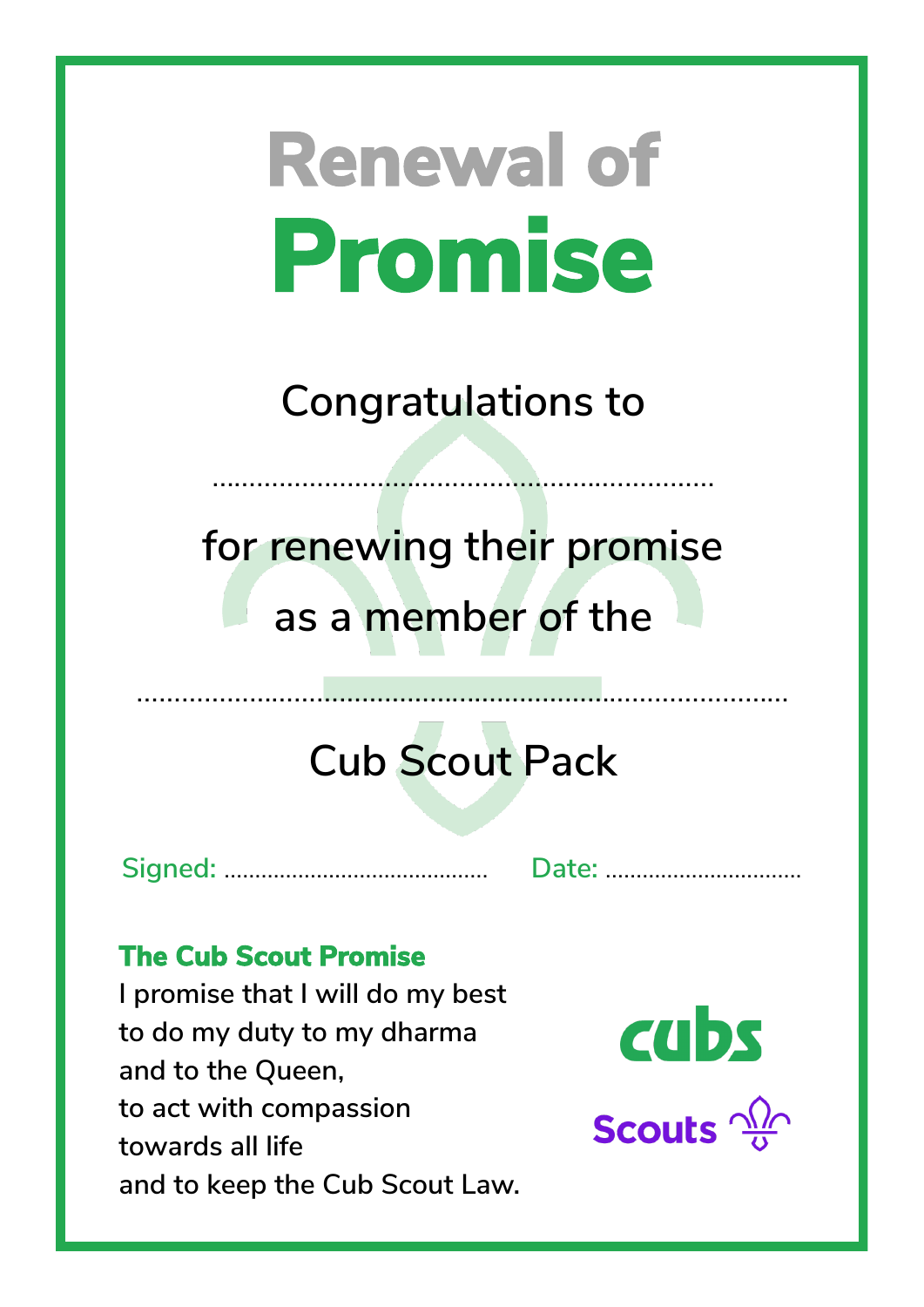# Renewal of Promise

Congratulations to

..................................................................

for renewing their promise

as a member of the

.........................................................................................

Cub Scout Pack

Signed: ..........................................  Date: ................................

**The Cub Scout Promise**

I promise that I will do my best
to do my duty to my dharma
and to the Queen,
to act with compassion
towards all life
and to keep the Cub Scout Law.

cubs

Scouts